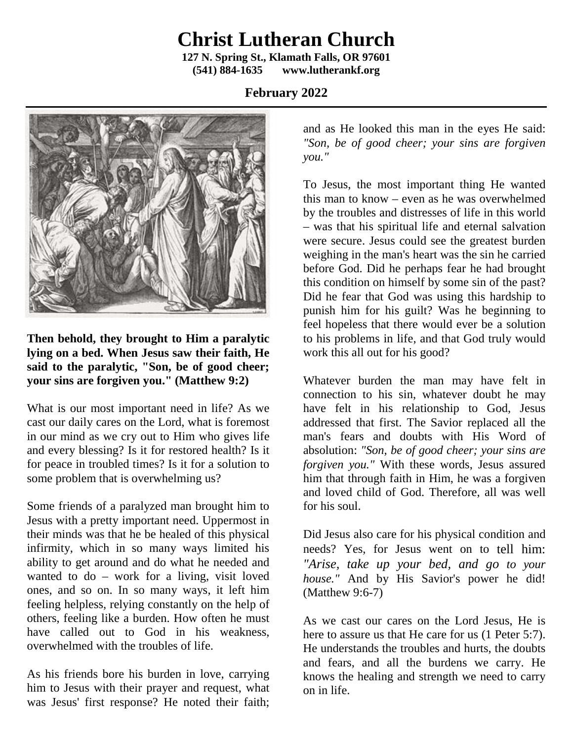# Christ Lutheran Church

**127 N. Spring St., Klamath Falls, OR 97601**
**(541) 884-1635 www.lutherankf.org**

## February 2022

**Then behold, they brought to Him a paralytic lying on a bed. When Jesus saw their faith, He said to the paralytic, "Son, be of good cheer; your sins are forgiven you." (Matthew 9:2)**

What is our most important need in life? As we cast our daily cares on the Lord, what is foremost in our mind as we cry out to Him who gives life and every blessing? Is it for restored health? Is it for peace in troubled times? Is it for a solution to some problem that is overwhelming us?

Some friends of a paralyzed man brought him to Jesus with a pretty important need. Uppermost in their minds was that he be healed of this physical infirmity, which in so many ways limited his ability to get around and do what he needed and wanted to do – work for a living, visit loved ones, and so on. In so many ways, it left him feeling helpless, relying constantly on the help of others, feeling like a burden. How often he must have called out to God in his weakness, overwhelmed with the troubles of life.

As his friends bore his burden in love, carrying him to Jesus with their prayer and request, what was Jesus' first response? He noted their faith; and as He looked this man in the eyes He said: *"Son, be of good cheer; your sins are forgiven you."*

To Jesus, the most important thing He wanted this man to know – even as he was overwhelmed by the troubles and distresses of life in this world – was that his spiritual life and eternal salvation were secure. Jesus could see the greatest burden weighing in the man's heart was the sin he carried before God. Did he perhaps fear he had brought this condition on himself by some sin of the past? Did he fear that God was using this hardship to punish him for his guilt? Was he beginning to feel hopeless that there would ever be a solution to his problems in life, and that God truly would work this all out for his good?

Whatever burden the man may have felt in connection to his sin, whatever doubt he may have felt in his relationship to God, Jesus addressed that first. The Savior replaced all the man's fears and doubts with His Word of absolution: *"Son, be of good cheer; your sins are forgiven you."* With these words, Jesus assured him that through faith in Him, he was a forgiven and loved child of God. Therefore, all was well for his soul.

Did Jesus also care for his physical condition and needs? Yes, for Jesus went on to tell him: *"Arise, take up your bed, and go to your house."* And by His Savior's power he did! (Matthew 9:6-7)

As we cast our cares on the Lord Jesus, He is here to assure us that He care for us (1 Peter 5:7). He understands the troubles and hurts, the doubts and fears, and all the burdens we carry. He knows the healing and strength we need to carry on in life.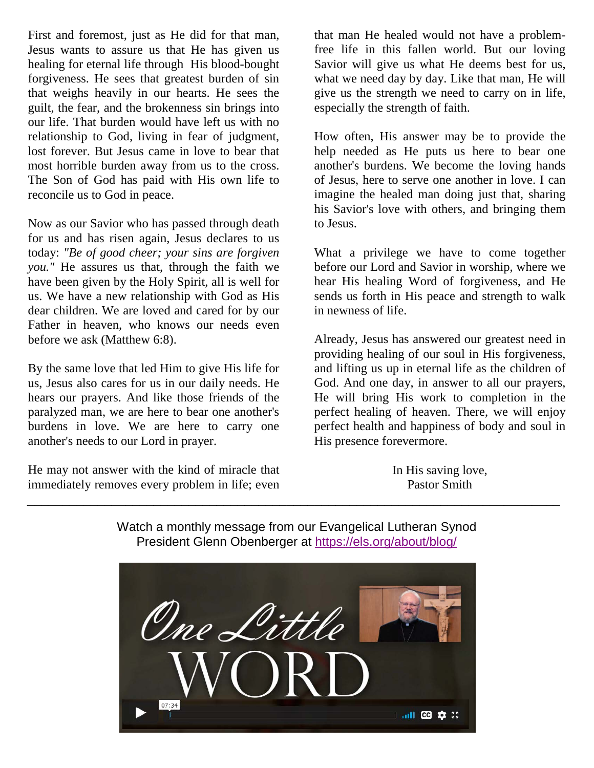First and foremost, just as He did for that man, Jesus wants to assure us that He has given us healing for eternal life through His blood-bought forgiveness. He sees that greatest burden of sin that weighs heavily in our hearts. He sees the guilt, the fear, and the brokenness sin brings into our life. That burden would have left us with no relationship to God, living in fear of judgment, lost forever. But Jesus came in love to bear that most horrible burden away from us to the cross. The Son of God has paid with His own life to reconcile us to God in peace.

Now as our Savior who has passed through death for us and has risen again, Jesus declares to us today: *"Be of good cheer; your sins are forgiven you."* He assures us that, through the faith we have been given by the Holy Spirit, all is well for us. We have a new relationship with God as His dear children. We are loved and cared for by our Father in heaven, who knows our needs even before we ask (Matthew 6:8).

By the same love that led Him to give His life for us, Jesus also cares for us in our daily needs. He hears our prayers. And like those friends of the paralyzed man, we are here to bear one another's burdens in love. We are here to carry one another's needs to our Lord in prayer.

He may not answer with the kind of miracle that immediately removes every problem in life; even that man He healed would not have a problem-free life in this fallen world. But our loving Savior will give us what He deems best for us, what we need day by day. Like that man, He will give us the strength we need to carry on in life, especially the strength of faith.

How often, His answer may be to provide the help needed as He puts us here to bear one another's burdens. We become the loving hands of Jesus, here to serve one another in love. I can imagine the healed man doing just that, sharing his Savior's love with others, and bringing them to Jesus.

What a privilege we have to come together before our Lord and Savior in worship, where we hear His healing Word of forgiveness, and He sends us forth in His peace and strength to walk in newness of life.

Already, Jesus has answered our greatest need in providing healing of our soul in His forgiveness, and lifting us up in eternal life as the children of God. And one day, in answer to all our prayers, He will bring His work to completion in the perfect healing of heaven. There, we will enjoy perfect health and happiness of body and soul in His presence forevermore.

In His saving love,
Pastor Smith

---

Watch a monthly message from our Evangelical Lutheran Synod President Glenn Obenberger at [https://els.org/about/blog/](https://els.org/about/blog/)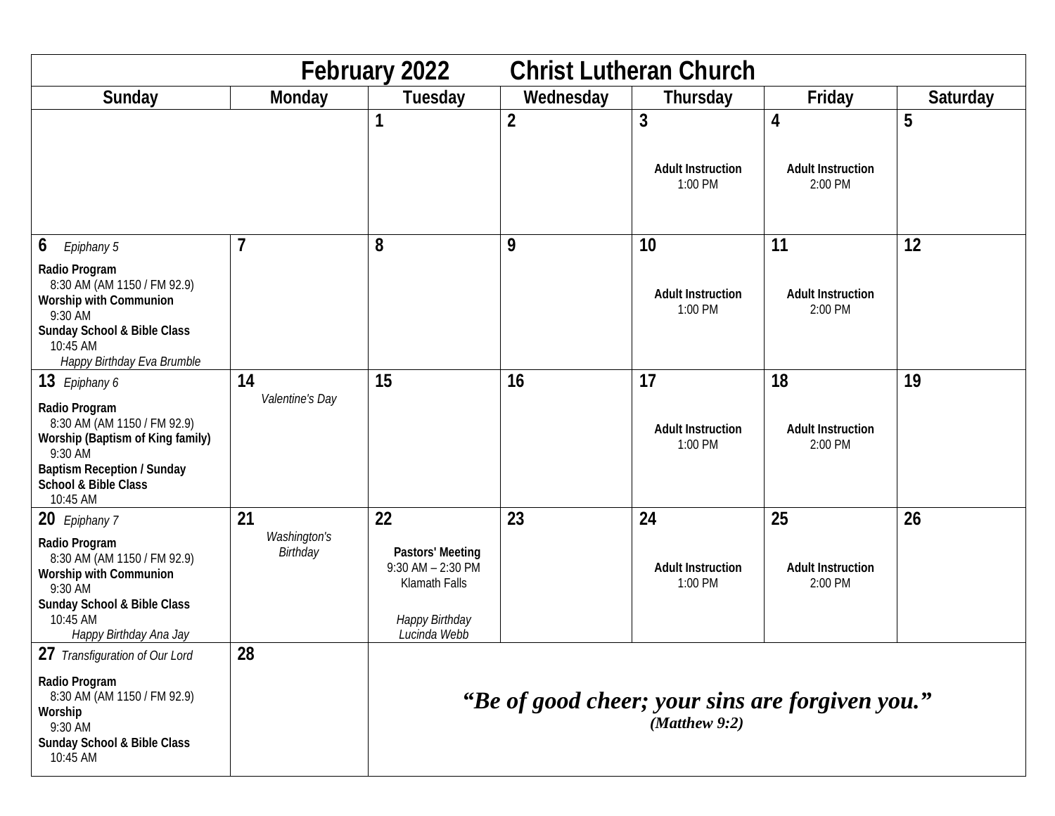# February 2022 Christ Lutheran Church

| Sunday | Monday | Tuesday | Wednesday | Thursday | Friday | Saturday |
|---|---|---|---|---|---|---|
| | | **1** | **2** | **3**<br><br>**Adult Instruction**<br>1:00 PM | **4**<br><br>**Adult Instruction**<br>2:00 PM | **5** |
| **6** *Epiphany 5*<br>**Radio Program**<br>8:30 AM (AM 1150 / FM 92.9)<br>**Worship with Communion**<br>9:30 AM<br>**Sunday School & Bible Class**<br>10:45 AM<br>*Happy Birthday Eva Brumble* | **7** | **8** | **9** | **10**<br><br>**Adult Instruction**<br>1:00 PM | **11**<br><br>**Adult Instruction**<br>2:00 PM | **12** |
| **13** *Epiphany 6*<br>**Radio Program**<br>8:30 AM (AM 1150 / FM 92.9)<br>**Worship (Baptism of King family)**<br>9:30 AM<br>**Baptism Reception / Sunday School & Bible Class**<br>10:45 AM | **14**<br>*Valentine's Day* | **15** | **16** | **17**<br><br>**Adult Instruction**<br>1:00 PM | **18**<br><br>**Adult Instruction**<br>2:00 PM | **19** |
| **20** *Epiphany 7*<br>**Radio Program**<br>8:30 AM (AM 1150 / FM 92.9)<br>**Worship with Communion**<br>9:30 AM<br>**Sunday School & Bible Class**<br>10:45 AM<br>*Happy Birthday Ana Jay* | **21**<br>*Washington's Birthday* | **22**<br><br>**Pastors' Meeting**<br>9:30 AM – 2:30 PM<br>Klamath Falls<br><br>*Happy Birthday Lucinda Webb* | **23** | **24**<br><br>**Adult Instruction**<br>1:00 PM | **25**<br><br>**Adult Instruction**<br>2:00 PM | **26** |
| **27** *Transfiguration of Our Lord*<br>**Radio Program**<br>8:30 AM (AM 1150 / FM 92.9)<br>**Worship**<br>9:30 AM<br>**Sunday School & Bible Class**<br>10:45 AM | **28** | ***"Be of good cheer; your sins are forgiven you."***<br>***(Matthew 9:2)*** | | | | |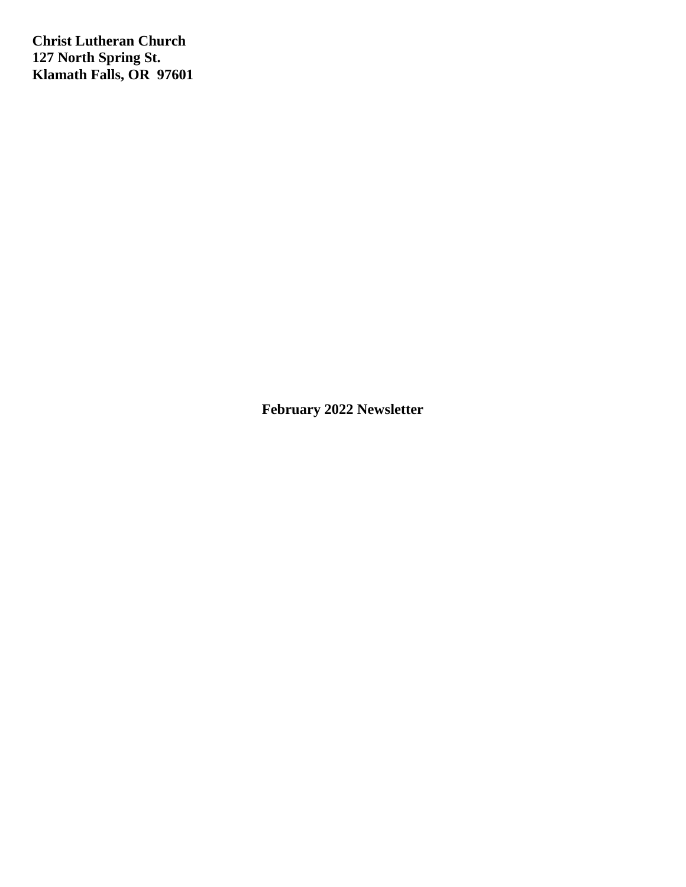**Christ Lutheran Church**
**127 North Spring St.**
**Klamath Falls, OR  97601**

**February 2022 Newsletter**